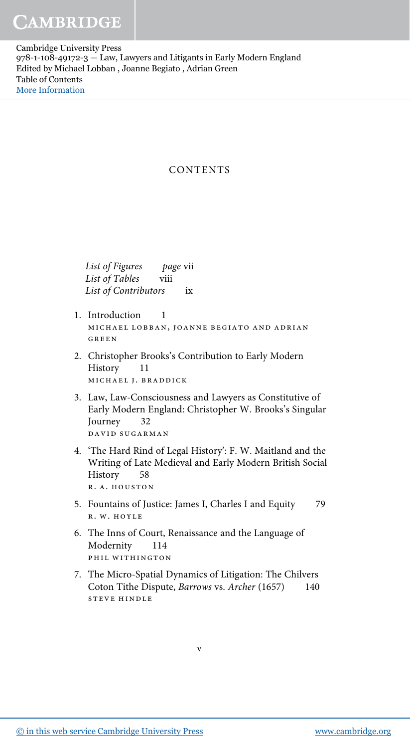# CONTENTS

*List of Figures* page vii
*List of Tables* viii
*List of Contributors* ix

1. Introduction 1
   MICHAEL LOBBAN, JOANNE BEGIATO AND ADRIAN GREEN
2. Christopher Brooks's Contribution to Early Modern History 11
   MICHAEL J. BRADDICK
3. Law, Law-Consciousness and Lawyers as Constitutive of Early Modern England: Christopher W. Brooks's Singular Journey 32
   DAVID SUGARMAN
4. 'The Hard Rind of Legal History': F. W. Maitland and the Writing of Late Medieval and Early Modern British Social History 58
   R. A. HOUSTON
5. Fountains of Justice: James I, Charles I and Equity 79
   R. W. HOYLE
6. The Inns of Court, Renaissance and the Language of Modernity 114
   PHIL WITHINGTON
7. The Micro-Spatial Dynamics of Litigation: The Chilvers Coton Tithe Dispute, *Barrows* vs. *Archer* (1657) 140
   STEVE HINDLE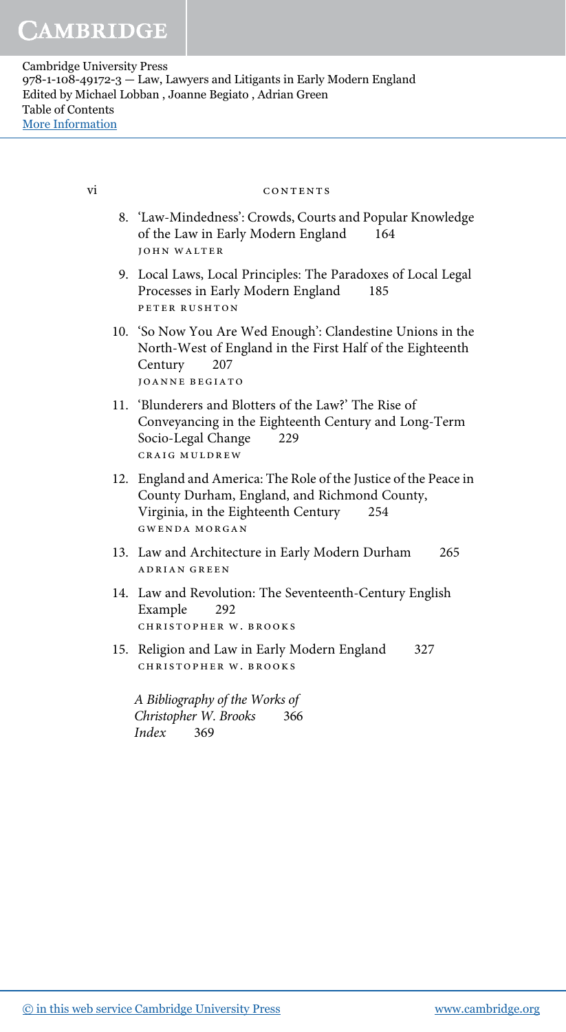8. 'Law-Mindedness': Crowds, Courts and Popular Knowledge of the Law in Early Modern England 164
   JOHN WALTER

9. Local Laws, Local Principles: The Paradoxes of Local Legal Processes in Early Modern England 185
   PETER RUSHTON

10. 'So Now You Are Wed Enough': Clandestine Unions in the North-West of England in the First Half of the Eighteenth Century 207
    JOANNE BEGIATO

11. 'Blunderers and Blotters of the Law?' The Rise of Conveyancing in the Eighteenth Century and Long-Term Socio-Legal Change 229
    CRAIG MULDREW

12. England and America: The Role of the Justice of the Peace in County Durham, England, and Richmond County, Virginia, in the Eighteenth Century 254
    GWENDA MORGAN

13. Law and Architecture in Early Modern Durham 265
    ADRIAN GREEN

14. Law and Revolution: The Seventeenth-Century English Example 292
    CHRISTOPHER W. BROOKS

15. Religion and Law in Early Modern England 327
    CHRISTOPHER W. BROOKS

*A Bibliography of the Works of Christopher W. Brooks* 366

*Index* 369